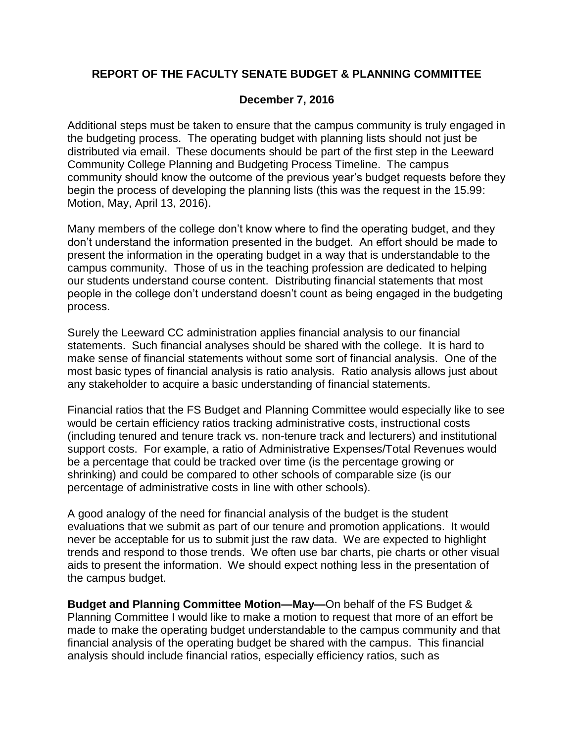**REPORT OF THE FACULTY SENATE BUDGET & PLANNING COMMITTEE**

**December 7, 2016**

Additional steps must be taken to ensure that the campus community is truly engaged in the budgeting process. The operating budget with planning lists should not just be distributed via email. These documents should be part of the first step in the Leeward Community College Planning and Budgeting Process Timeline. The campus community should know the outcome of the previous year's budget requests before they begin the process of developing the planning lists (this was the request in the 15.99: Motion, May, April 13, 2016).

Many members of the college don't know where to find the operating budget, and they don't understand the information presented in the budget. An effort should be made to present the information in the operating budget in a way that is understandable to the campus community. Those of us in the teaching profession are dedicated to helping our students understand course content. Distributing financial statements that most people in the college don't understand doesn't count as being engaged in the budgeting process.

Surely the Leeward CC administration applies financial analysis to our financial statements. Such financial analyses should be shared with the college. It is hard to make sense of financial statements without some sort of financial analysis. One of the most basic types of financial analysis is ratio analysis. Ratio analysis allows just about any stakeholder to acquire a basic understanding of financial statements.

Financial ratios that the FS Budget and Planning Committee would especially like to see would be certain efficiency ratios tracking administrative costs, instructional costs (including tenured and tenure track vs. non-tenure track and lecturers) and institutional support costs. For example, a ratio of Administrative Expenses/Total Revenues would be a percentage that could be tracked over time (is the percentage growing or shrinking) and could be compared to other schools of comparable size (is our percentage of administrative costs in line with other schools).

A good analogy of the need for financial analysis of the budget is the student evaluations that we submit as part of our tenure and promotion applications. It would never be acceptable for us to submit just the raw data. We are expected to highlight trends and respond to those trends. We often use bar charts, pie charts or other visual aids to present the information. We should expect nothing less in the presentation of the campus budget.

**Budget and Planning Committee Motion—May—**On behalf of the FS Budget & Planning Committee I would like to make a motion to request that more of an effort be made to make the operating budget understandable to the campus community and that financial analysis of the operating budget be shared with the campus. This financial analysis should include financial ratios, especially efficiency ratios, such as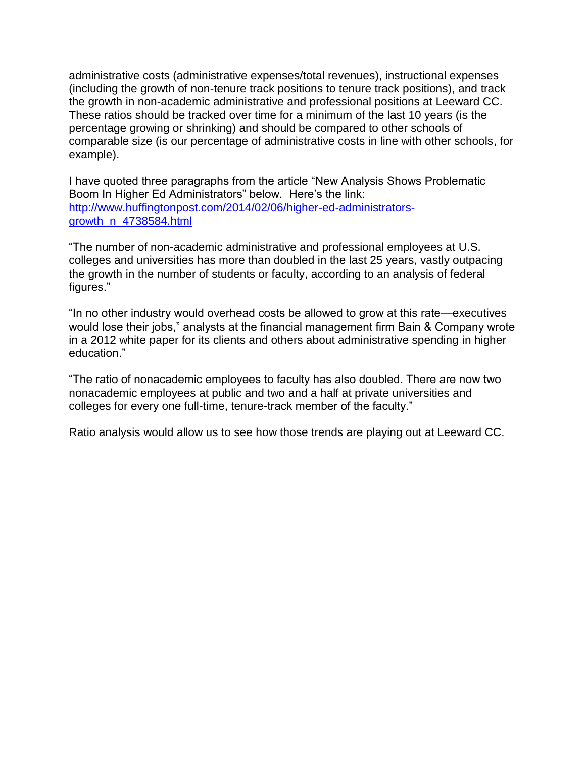administrative costs (administrative expenses/total revenues), instructional expenses (including the growth of non-tenure track positions to tenure track positions), and track the growth in non-academic administrative and professional positions at Leeward CC. These ratios should be tracked over time for a minimum of the last 10 years (is the percentage growing or shrinking) and should be compared to other schools of comparable size (is our percentage of administrative costs in line with other schools, for example).

I have quoted three paragraphs from the article "New Analysis Shows Problematic Boom In Higher Ed Administrators" below. Here's the link: [http://www.huffingtonpost.com/2014/02/06/higher-ed-administrators-growth_n_4738584.html](http://www.huffingtonpost.com/2014/02/06/higher-ed-administrators-growth_n_4738584.html)

"The number of non-academic administrative and professional employees at U.S. colleges and universities has more than doubled in the last 25 years, vastly outpacing the growth in the number of students or faculty, according to an analysis of federal figures."

"In no other industry would overhead costs be allowed to grow at this rate—executives would lose their jobs," analysts at the financial management firm Bain & Company wrote in a 2012 white paper for its clients and others about administrative spending in higher education."

"The ratio of nonacademic employees to faculty has also doubled. There are now two nonacademic employees at public and two and a half at private universities and colleges for every one full-time, tenure-track member of the faculty."

Ratio analysis would allow us to see how those trends are playing out at Leeward CC.